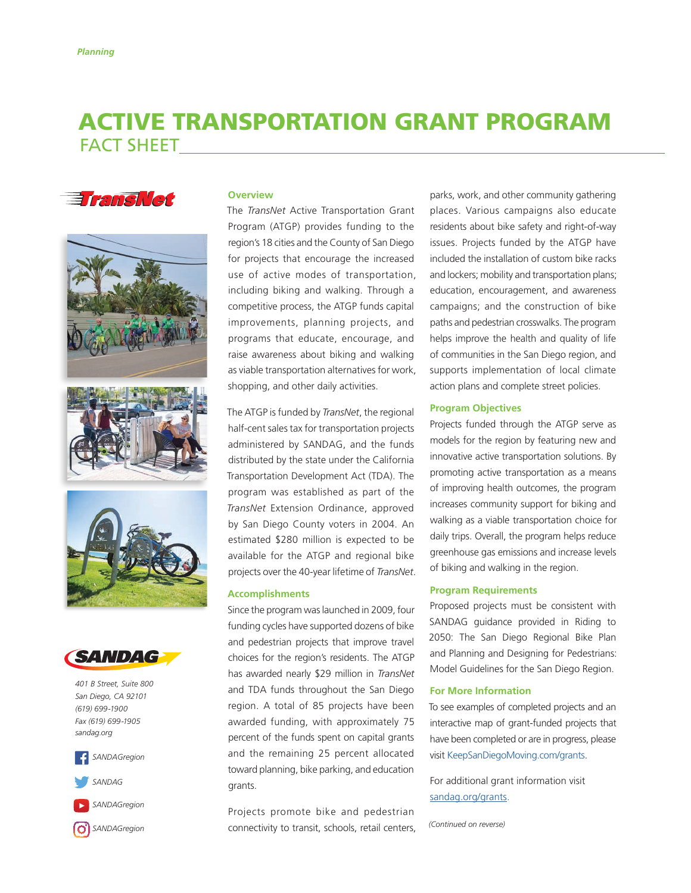Planning

# ACTIVE TRANSPORTATION GRANT PROGRAM

## FACT SHEET

TransNet

SANDAG

*401 B Street, Suite 800*
*San Diego, CA 92101*
*(619) 699-1900*
*Fax (619) 699-1905*
*sandag.org*

*SANDAGregion*

*SANDAG*

*SANDAGregion*

*SANDAGregion*

### Overview

The *TransNet* Active Transportation Grant Program (ATGP) provides funding to the region's 18 cities and the County of San Diego for projects that encourage the increased use of active modes of transportation, including biking and walking. Through a competitive process, the ATGP funds capital improvements, planning projects, and programs that educate, encourage, and raise awareness about biking and walking as viable transportation alternatives for work, shopping, and other daily activities.

The ATGP is funded by *TransNet*, the regional half-cent sales tax for transportation projects administered by SANDAG, and the funds distributed by the state under the California Transportation Development Act (TDA). The program was established as part of the *TransNet* Extension Ordinance, approved by San Diego County voters in 2004. An estimated $280 million is expected to be available for the ATGP and regional bike projects over the 40-year lifetime of *TransNet*.

### Accomplishments

Since the program was launched in 2009, four funding cycles have supported dozens of bike and pedestrian projects that improve travel choices for the region's residents. The ATGP has awarded nearly $29 million in *TransNet* and TDA funds throughout the San Diego region. A total of 85 projects have been awarded funding, with approximately 75 percent of the funds spent on capital grants and the remaining 25 percent allocated toward planning, bike parking, and education grants.

Projects promote bike and pedestrian connectivity to transit, schools, retail centers, parks, work, and other community gathering places. Various campaigns also educate residents about bike safety and right-of-way issues. Projects funded by the ATGP have included the installation of custom bike racks and lockers; mobility and transportation plans; education, encouragement, and awareness campaigns; and the construction of bike paths and pedestrian crosswalks. The program helps improve the health and quality of life of communities in the San Diego region, and supports implementation of local climate action plans and complete street policies.

### Program Objectives

Projects funded through the ATGP serve as models for the region by featuring new and innovative active transportation solutions. By promoting active transportation as a means of improving health outcomes, the program increases community support for biking and walking as a viable transportation choice for daily trips. Overall, the program helps reduce greenhouse gas emissions and increase levels of biking and walking in the region.

### Program Requirements

Proposed projects must be consistent with SANDAG guidance provided in Riding to 2050: The San Diego Regional Bike Plan and Planning and Designing for Pedestrians: Model Guidelines for the San Diego Region.

### For More Information

To see examples of completed projects and an interactive map of grant-funded projects that have been completed or are in progress, please visit KeepSanDiegoMoving.com/grants.

For additional grant information visit sandag.org/grants.

*(Continued on reverse)*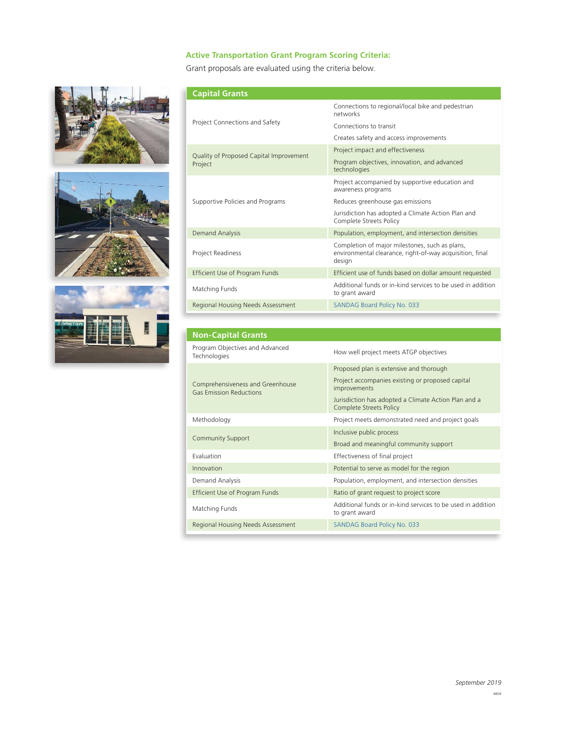## Active Transportation Grant Program Scoring Criteria:

Grant proposals are evaluated using the criteria below.

| Capital Grants | |
|---|---|
| Project Connections and Safety | Connections to regional/local bike and pedestrian networks<br>Connections to transit<br>Creates safety and access improvements |
| Quality of Proposed Capital Improvement Project | Project impact and effectiveness<br>Program objectives, innovation, and advanced technologies |
| Supportive Policies and Programs | Project accompanied by supportive education and awareness programs<br>Reduces greenhouse gas emissions<br>Jurisdiction has adopted a Climate Action Plan and Complete Streets Policy |
| Demand Analysis | Population, employment, and intersection densities |
| Project Readiness | Completion of major milestones, such as plans, environmental clearance, right-of-way acquisition, final design |
| Efficient Use of Program Funds | Efficient use of funds based on dollar amount requested |
| Matching Funds | Additional funds or in-kind services to be used in addition to grant award |
| Regional Housing Needs Assessment | SANDAG Board Policy No. 033 |

| Non-Capital Grants | |
|---|---|
| Program Objectives and Advanced Technologies | How well project meets ATGP objectives |
| Comprehensiveness and Greenhouse Gas Emission Reductions | Proposed plan is extensive and thorough<br>Project accompanies existing or proposed capital improvements<br>Jurisdiction has adopted a Climate Action Plan and a Complete Streets Policy |
| Methodology | Project meets demonstrated need and project goals |
| Community Support | Inclusive public process<br>Broad and meaningful community support |
| Evaluation | Effectiveness of final project |
| Innovation | Potential to serve as model for the region |
| Demand Analysis | Population, employment, and intersection densities |
| Efficient Use of Program Funds | Ratio of grant request to project score |
| Matching Funds | Additional funds or in-kind services to be used in addition to grant award |
| Regional Housing Needs Assessment | SANDAG Board Policy No. 033 |

*September 2019*

4804